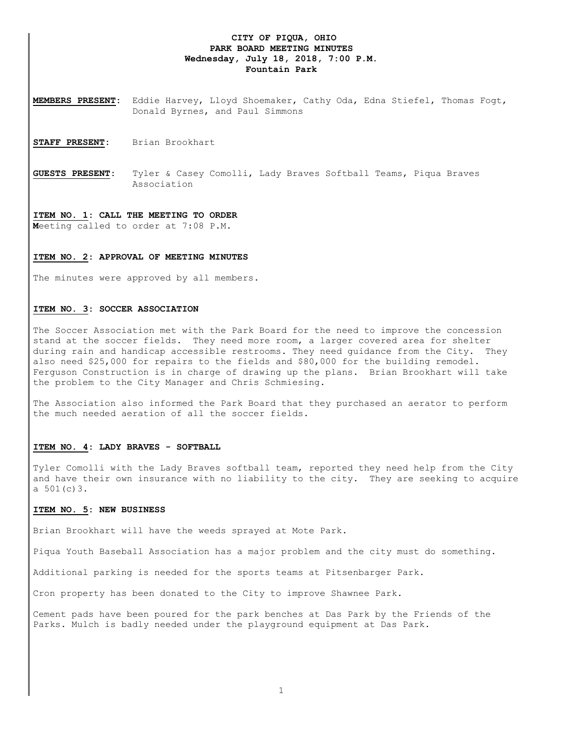# CITY OF PIQUA, OHIO
## PARK BOARD MEETING MINUTES
### Wednesday, July 18, 2018, 7:00 P.M.
### Fountain Park

**MEMBERS PRESENT:** Eddie Harvey, Lloyd Shoemaker, Cathy Oda, Edna Stiefel, Thomas Fogt, Donald Byrnes, and Paul Simmons

**STAFF PRESENT:** Brian Brookhart

**GUESTS PRESENT:** Tyler & Casey Comolli, Lady Braves Softball Teams, Piqua Braves Association

**ITEM NO. 1: CALL THE MEETING TO ORDER**
Meeting called to order at 7:08 P.M.

**ITEM NO. 2: APPROVAL OF MEETING MINUTES**

The minutes were approved by all members.

**ITEM NO. 3: SOCCER ASSOCIATION**

The Soccer Association met with the Park Board for the need to improve the concession stand at the soccer fields. They need more room, a larger covered area for shelter during rain and handicap accessible restrooms. They need guidance from the City. They also need $25,000 for repairs to the fields and $80,000 for the building remodel. Ferguson Construction is in charge of drawing up the plans. Brian Brookhart will take the problem to the City Manager and Chris Schmiesing.

The Association also informed the Park Board that they purchased an aerator to perform the much needed aeration of all the soccer fields.

**ITEM NO. 4: LADY BRAVES - SOFTBALL**

Tyler Comolli with the Lady Braves softball team, reported they need help from the City and have their own insurance with no liability to the city. They are seeking to acquire a 501(c)3.

**ITEM NO. 5: NEW BUSINESS**

Brian Brookhart will have the weeds sprayed at Mote Park.

Piqua Youth Baseball Association has a major problem and the city must do something.

Additional parking is needed for the sports teams at Pitsenbarger Park.

Cron property has been donated to the City to improve Shawnee Park.

Cement pads have been poured for the park benches at Das Park by the Friends of the Parks. Mulch is badly needed under the playground equipment at Das Park.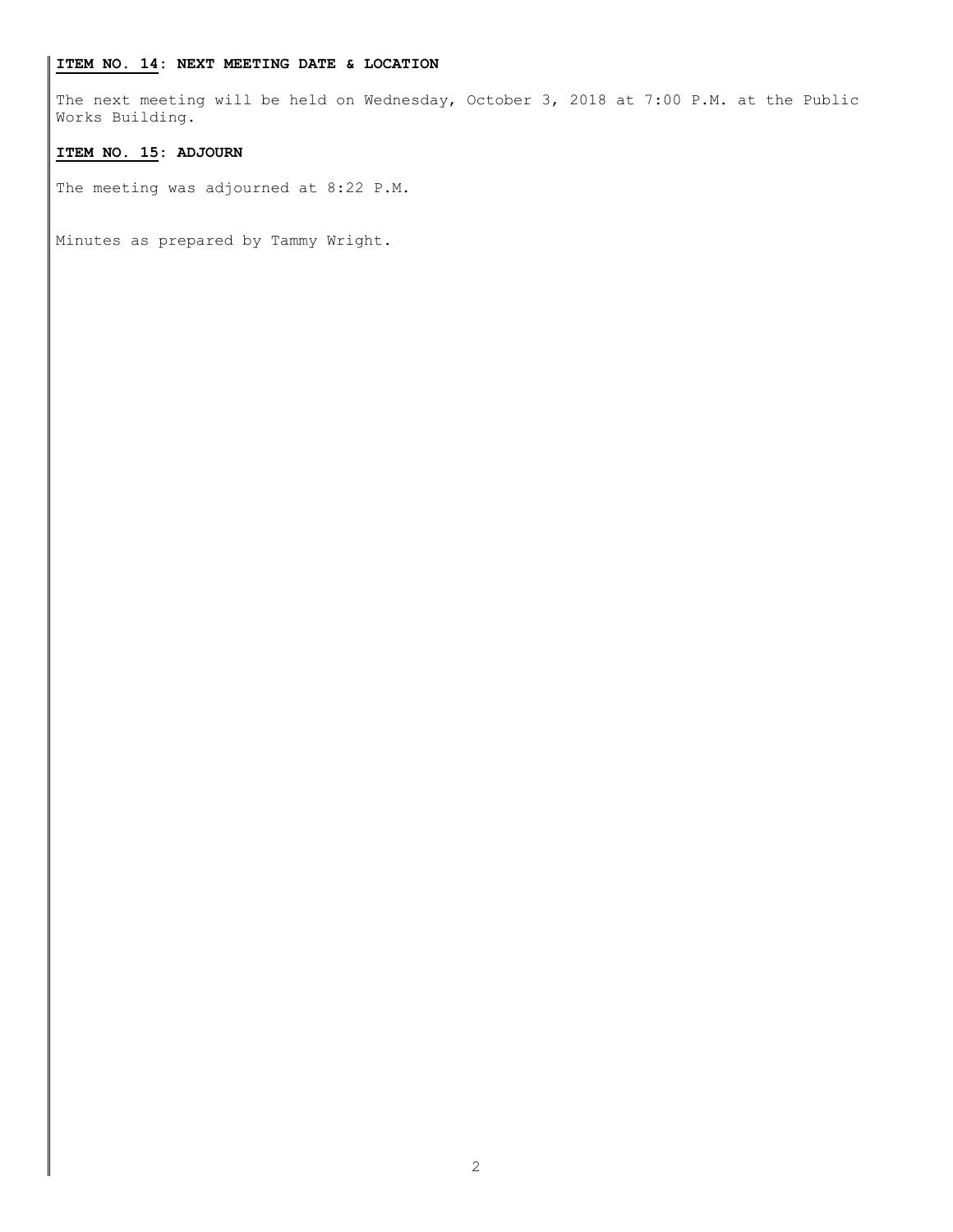**ITEM NO. 14: NEXT MEETING DATE & LOCATION**

The next meeting will be held on Wednesday, October 3, 2018 at 7:00 P.M. at the Public Works Building.

**ITEM NO. 15: ADJOURN**

The meeting was adjourned at 8:22 P.M.

Minutes as prepared by Tammy Wright.